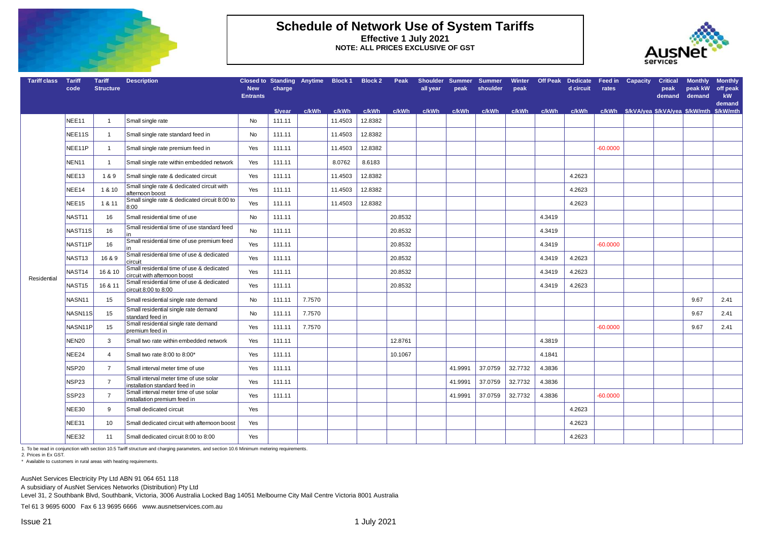# Schedule of Network Use of System Tariffs

**Effective 1 July 2021**

**NOTE: ALL PRICES EXCLUSIVE OF GST**

| Tariff class | Tariff code | Tariff Structure | Description | Closed to New Entrants | Standing charge | Anytime | Block 1 | Block 2 | Peak | Shoulder all year | Summer peak | Summer shoulder | Winter peak | Off Peak | Dedicated circuit | Feed in rates | Capacity | Critical peak demand | Monthly peak kW demand | Monthly off peak kW demand |
|---|---|---|---|---|---|---|---|---|---|---|---|---|---|---|---|---|---|---|---|---|
| | | | | | $/year | c/kWh | c/kWh | c/kWh | c/kWh | c/kWh | c/kWh | c/kWh | c/kWh | c/kWh | c/kWh | c/kWh | $/kVA/yea | $/kVA/yea | $/kW/mth | $/kW/mth |
| Residential | NEE11 | 1 | Small single rate | No | 111.11 | | 11.4503 | 12.8382 | | | | | | | | | | | | |
| | NEE11S | 1 | Small single rate standard feed in | No | 111.11 | | 11.4503 | 12.8382 | | | | | | | | | | | | |
| | NEE11P | 1 | Small single rate premium feed in | Yes | 111.11 | | 11.4503 | 12.8382 | | | | | | | | -60.0000 | | | | |
| | NEN11 | 1 | Small single rate within embedded network | Yes | 111.11 | | 8.0762 | 8.6183 | | | | | | | | | | | | |
| | NEE13 | 1 & 9 | Small single rate & dedicated circuit | Yes | 111.11 | | 11.4503 | 12.8382 | | | | | | | 4.2623 | | | | | |
| | NEE14 | 1 & 10 | Small single rate & dedicated circuit with afternoon boost | Yes | 111.11 | | 11.4503 | 12.8382 | | | | | | | 4.2623 | | | | | |
| | NEE15 | 1 & 11 | Small single rate & dedicated circuit 8:00 to 8:00 | Yes | 111.11 | | 11.4503 | 12.8382 | | | | | | | 4.2623 | | | | | |
| | NAST11 | 16 | Small residential time of use | No | 111.11 | | | | 20.8532 | | | | | 4.3419 | | | | | | |
| | NAST11S | 16 | Small residential time of use standard feed in | No | 111.11 | | | | 20.8532 | | | | | 4.3419 | | | | | | |
| | NAST11P | 16 | Small residential time of use premium feed in | Yes | 111.11 | | | | 20.8532 | | | | | 4.3419 | | -60.0000 | | | | |
| | NAST13 | 16 & 9 | Small residential time of use & dedicated circuit | Yes | 111.11 | | | | 20.8532 | | | | | 4.3419 | 4.2623 | | | | | |
| | NAST14 | 16 & 10 | Small residential time of use & dedicated circuit with afternoon boost | Yes | 111.11 | | | | 20.8532 | | | | | 4.3419 | 4.2623 | | | | | |
| | NAST15 | 16 & 11 | Small residential time of use & dedicated circuit 8:00 to 8:00 | Yes | 111.11 | | | | 20.8532 | | | | | 4.3419 | 4.2623 | | | | | |
| | NASN11 | 15 | Small residential single rate demand | No | 111.11 | 7.7570 | | | | | | | | | | | | | 9.67 | 2.41 |
| | NASN11S | 15 | Small residential single rate demand standard feed in | No | 111.11 | 7.7570 | | | | | | | | | | | | | 9.67 | 2.41 |
| | NASN11P | 15 | Small residential single rate demand premium feed in | Yes | 111.11 | 7.7570 | | | | | | | | | | -60.0000 | | | 9.67 | 2.41 |
| | NEN20 | 3 | Small two rate within embedded network | Yes | 111.11 | | | | 12.8761 | | | | | 4.3819 | | | | | | |
| | NEE24 | 4 | Small two rate 8:00 to 8:00* | Yes | 111.11 | | | | 10.1067 | | | | | 4.1841 | | | | | | |
| | NSP20 | 7 | Small interval meter time of use | Yes | 111.11 | | | | | | 41.9991 | 37.0759 | 32.7732 | 4.3836 | | | | | | |
| | NSP23 | 7 | Small interval meter time of use solar installation standard feed in | Yes | 111.11 | | | | | | 41.9991 | 37.0759 | 32.7732 | 4.3836 | | | | | | |
| | SSP23 | 7 | Small interval meter time of use solar installation premium feed in | Yes | 111.11 | | | | | | 41.9991 | 37.0759 | 32.7732 | 4.3836 | | -60.0000 | | | | |
| | NEE30 | 9 | Small dedicated circuit | Yes | | | | | | | | | | | 4.2623 | | | | | |
| | NEE31 | 10 | Small dedicated circuit with afternoon boost | Yes | | | | | | | | | | | 4.2623 | | | | | |
| | NEE32 | 11 | Small dedicated circuit 8:00 to 8:00 | Yes | | | | | | | | | | | 4.2623 | | | | | |

1. To be read in conjunction with section 10.5 Tariff structure and charging parameters, and section 10.6 Minimum metering requirements.
2. Prices in Ex GST.
\* Available to customers in rural areas with heating requirements.

AusNet Services Electricity Pty Ltd ABN 91 064 651 118
A subsidiary of AusNet Services Networks (Distribution) Pty Ltd
Level 31, 2 Southbank Blvd, Southbank, Victoria, 3006 Australia Locked Bag 14051 Melbourne City Mail Centre Victoria 8001 Australia
Tel 61 3 9695 6000 Fax 6 13 9695 6666 www.ausnetservices.com.au

Issue 21 | 1 July 2021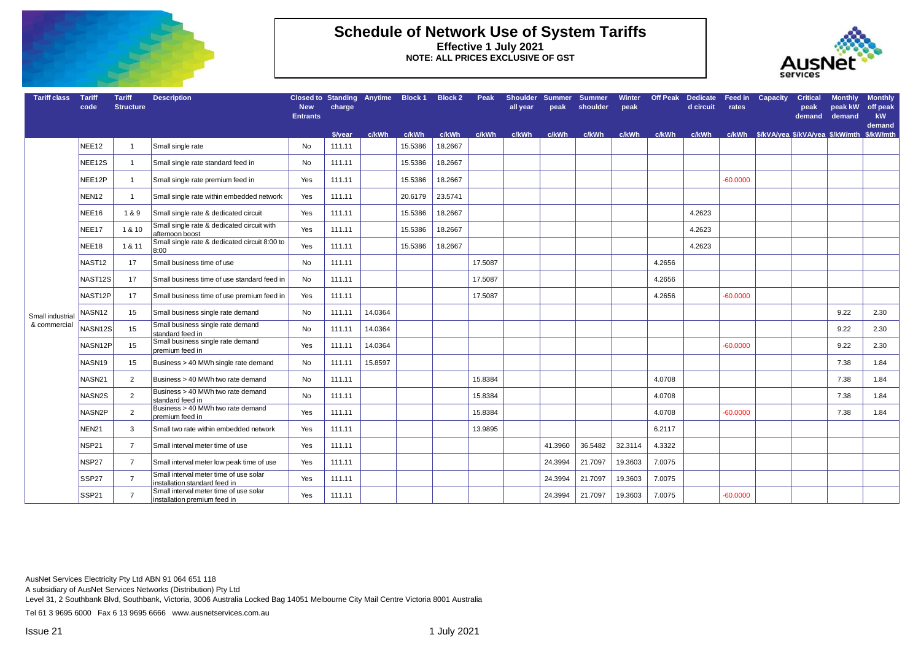# Schedule of Network Use of System Tariffs

**Effective 1 July 2021**

**NOTE: ALL PRICES EXCLUSIVE OF GST**

| Tariff class | Tariff code | Tariff Structure | Description | Closed to New Entrants | Standing charge | Anytime | Block 1 | Block 2 | Peak | Shoulder all year | Summer peak | Summer shoulder | Winter peak | Off Peak | Dedicated circuit | Feed in rates | Capacity | Critical peak demand | Monthly peak kW demand | Monthly off peak kW demand |
|---|---|---|---|---|---|---|---|---|---|---|---|---|---|---|---|---|---|---|---|---|
| | | | | | $/year | c/kWh | c/kWh | c/kWh | c/kWh | c/kWh | c/kWh | c/kWh | c/kWh | c/kWh | c/kWh | c/kWh | $/kVA/yea | $/kVA/yea | $/kW/mth | $/kW/mth |
| Small industrial & commercial | NEE12 | 1 | Small single rate | No | 111.11 | | 15.5386 | 18.2667 | | | | | | | | | | | | |
| | NEE12S | 1 | Small single rate standard feed in | No | 111.11 | | 15.5386 | 18.2667 | | | | | | | | | | | | |
| | NEE12P | 1 | Small single rate premium feed in | Yes | 111.11 | | 15.5386 | 18.2667 | | | | | | | | -60.0000 | | | | |
| | NEN12 | 1 | Small single rate within embedded network | Yes | 111.11 | | 20.6179 | 23.5741 | | | | | | | | | | | | |
| | NEE16 | 1 & 9 | Small single rate & dedicated circuit | Yes | 111.11 | | 15.5386 | 18.2667 | | | | | | | 4.2623 | | | | | |
| | NEE17 | 1 & 10 | Small single rate & dedicated circuit with afternoon boost | Yes | 111.11 | | 15.5386 | 18.2667 | | | | | | | 4.2623 | | | | | |
| | NEE18 | 1 & 11 | Small single rate & dedicated circuit 8:00 to 8:00 | Yes | 111.11 | | 15.5386 | 18.2667 | | | | | | | 4.2623 | | | | | |
| | NAST12 | 17 | Small business time of use | No | 111.11 | | | | 17.5087 | | | | | 4.2656 | | | | | | |
| | NAST12S | 17 | Small business time of use standard feed in | No | 111.11 | | | | 17.5087 | | | | | 4.2656 | | | | | | |
| | NAST12P | 17 | Small business time of use premium feed in | Yes | 111.11 | | | | 17.5087 | | | | | 4.2656 | | -60.0000 | | | | |
| | NASN12 | 15 | Small business single rate demand | No | 111.11 | 14.0364 | | | | | | | | | | | | | 9.22 | 2.30 |
| | NASN12S | 15 | Small business single rate demand standard feed in | No | 111.11 | 14.0364 | | | | | | | | | | | | | 9.22 | 2.30 |
| | NASN12P | 15 | Small business single rate demand premium feed in | Yes | 111.11 | 14.0364 | | | | | | | | | | -60.0000 | | | 9.22 | 2.30 |
| | NASN19 | 15 | Business > 40 MWh single rate demand | No | 111.11 | 15.8597 | | | | | | | | | | | | | 7.38 | 1.84 |
| | NASN21 | 2 | Business > 40 MWh two rate demand | No | 111.11 | | | | 15.8384 | | | | | 4.0708 | | | | | 7.38 | 1.84 |
| | NASN2S | 2 | Business > 40 MWh two rate demand standard feed in | No | 111.11 | | | | 15.8384 | | | | | 4.0708 | | | | | 7.38 | 1.84 |
| | NASN2P | 2 | Business > 40 MWh two rate demand premium feed in | Yes | 111.11 | | | | 15.8384 | | | | | 4.0708 | | -60.0000 | | | 7.38 | 1.84 |
| | NEN21 | 3 | Small two rate within embedded network | Yes | 111.11 | | | | 13.9895 | | | | | 6.2117 | | | | | | |
| | NSP21 | 7 | Small interval meter time of use | Yes | 111.11 | | | | | | 41.3960 | 36.5482 | 32.3114 | 4.3322 | | | | | | |
| | NSP27 | 7 | Small interval meter low peak time of use | Yes | 111.11 | | | | | | 24.3994 | 21.7097 | 19.3603 | 7.0075 | | | | | | |
| | SSP27 | 7 | Small interval meter time of use solar installation standard feed in | Yes | 111.11 | | | | | | 24.3994 | 21.7097 | 19.3603 | 7.0075 | | | | | | |
| | SSP21 | 7 | Small interval meter time of use solar installation premium feed in | Yes | 111.11 | | | | | | 24.3994 | 21.7097 | 19.3603 | 7.0075 | | -60.0000 | | | | |

AusNet Services Electricity Pty Ltd ABN 91 064 651 118

A subsidiary of AusNet Services Networks (Distribution) Pty Ltd

Level 31, 2 Southbank Blvd, Southbank, Victoria, 3006 Australia Locked Bag 14051 Melbourne City Mail Centre Victoria 8001 Australia

Tel 61 3 9695 6000 Fax 6 13 9695 6666 www.ausnetservices.com.au

Issue 21 1 July 2021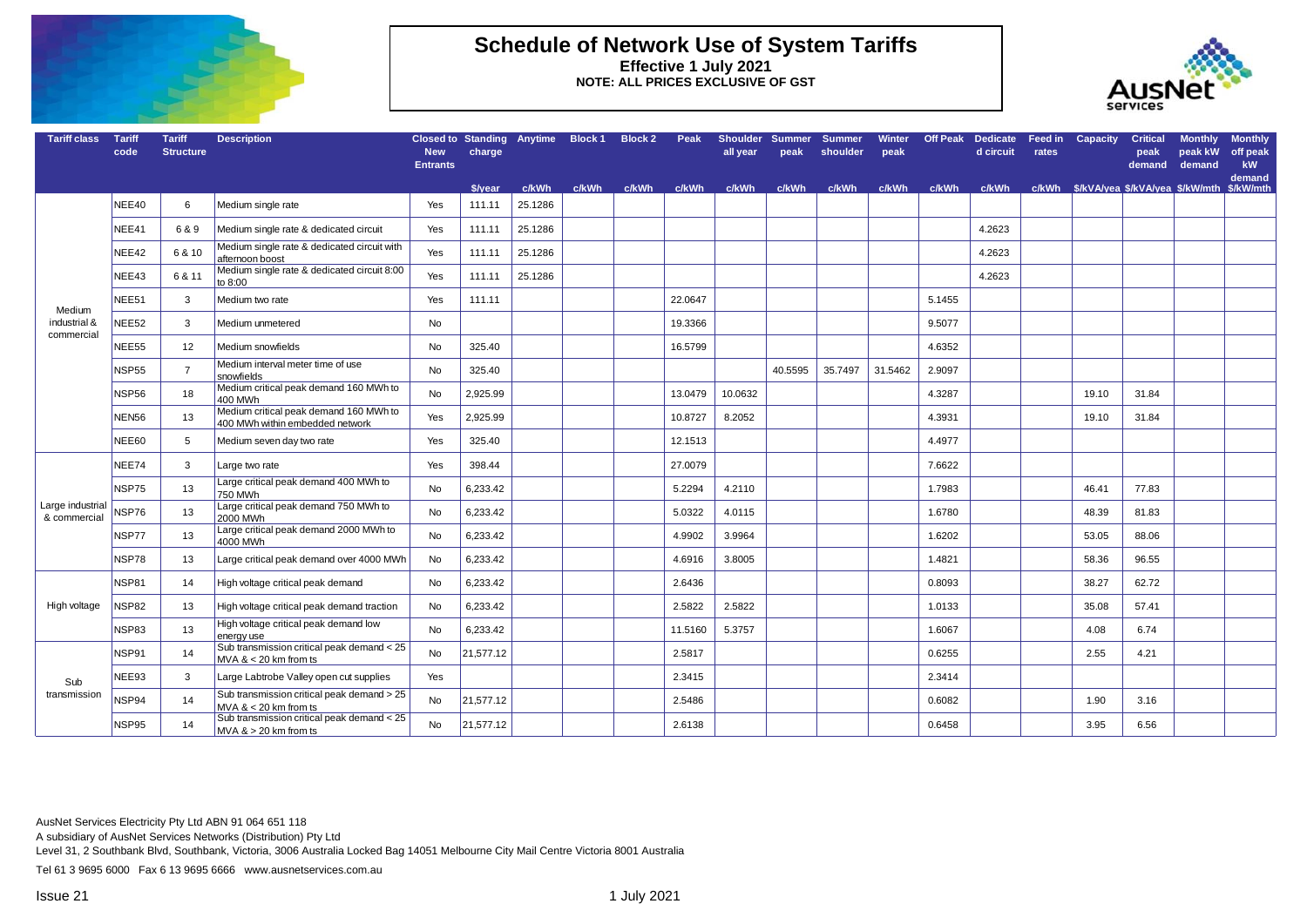# Schedule of Network Use of System Tariffs

**Effective 1 July 2021**

**NOTE: ALL PRICES EXCLUSIVE OF GST**

| Tariff class | Tariff code | Tariff Structure | Description | Closed to New Entrants | Standing charge | Anytime | Block 1 | Block 2 | Peak | Shoulder all year | Summer peak | Summer shoulder | Winter peak | Off Peak | Dedicated circuit | Feed in rates | Capacity | Critical peak demand | Monthly peak kW demand | Monthly off peak kW demand |
|---|---|---|---|---|---|---|---|---|---|---|---|---|---|---|---|---|---|---|---|---|
| | | | | | $/year | c/kWh | c/kWh | c/kWh | c/kWh | c/kWh | c/kWh | c/kWh | c/kWh | c/kWh | c/kWh | c/kWh | $/kVA/yea | $/kVA/yea | $/kW/mth | $/kW/mth |
| Medium industrial & commercial | NEE40 | 6 | Medium single rate | Yes | 111.11 | 25.1286 | | | | | | | | | | | | | | |
| | NEE41 | 6 & 9 | Medium single rate & dedicated circuit | Yes | 111.11 | 25.1286 | | | | | | | | | 4.2623 | | | | | |
| | NEE42 | 6 & 10 | Medium single rate & dedicated circuit with afternoon boost | Yes | 111.11 | 25.1286 | | | | | | | | | 4.2623 | | | | | |
| | NEE43 | 6 & 11 | Medium single rate & dedicated circuit 8:00 to 8:00 | Yes | 111.11 | 25.1286 | | | | | | | | | 4.2623 | | | | | |
| | NEE51 | 3 | Medium two rate | Yes | 111.11 | | | | 22.0647 | | | | | 5.1455 | | | | | | |
| | NEE52 | 3 | Medium unmetered | No | | | | | 19.3366 | | | | | 9.5077 | | | | | | |
| | NEE55 | 12 | Medium snowfields | No | 325.40 | | | | 16.5799 | | | | | 4.6352 | | | | | | |
| | NSP55 | 7 | Medium interval meter time of use snowfields | No | 325.40 | | | | | | 40.5595 | 35.7497 | 31.5462 | 2.9097 | | | | | | |
| | NSP56 | 18 | Medium critical peak demand 160 MWh to 400 MWh | No | 2,925.99 | | | | 13.0479 | 10.0632 | | | | 4.3287 | | | 19.10 | 31.84 | | |
| | NEN56 | 13 | Medium critical peak demand 160 MWh to 400 MWh within embedded network | Yes | 2,925.99 | | | | 10.8727 | 8.2052 | | | | 4.3931 | | | 19.10 | 31.84 | | |
| | NEE60 | 5 | Medium seven day two rate | Yes | 325.40 | | | | 12.1513 | | | | | 4.4977 | | | | | | |
| Large industrial & commercial | NEE74 | 3 | Large two rate | Yes | 398.44 | | | | 27.0079 | | | | | 7.6622 | | | | | | |
| | NSP75 | 13 | Large critical peak demand 400 MWh to 750 MWh | No | 6,233.42 | | | | 5.2294 | 4.2110 | | | | 1.7983 | | | 46.41 | 77.83 | | |
| | NSP76 | 13 | Large critical peak demand 750 MWh to 2000 MWh | No | 6,233.42 | | | | 5.0322 | 4.0115 | | | | 1.6780 | | | 48.39 | 81.83 | | |
| | NSP77 | 13 | Large critical peak demand 2000 MWh to 4000 MWh | No | 6,233.42 | | | | 4.9902 | 3.9964 | | | | 1.6202 | | | 53.05 | 88.06 | | |
| | NSP78 | 13 | Large critical peak demand over 4000 MWh | No | 6,233.42 | | | | 4.6916 | 3.8005 | | | | 1.4821 | | | 58.36 | 96.55 | | |
| High voltage | NSP81 | 14 | High voltage critical peak demand | No | 6,233.42 | | | | 2.6436 | | | | | 0.8093 | | | 38.27 | 62.72 | | |
| | NSP82 | 13 | High voltage critical peak demand traction | No | 6,233.42 | | | | 2.5822 | 2.5822 | | | | 1.0133 | | | 35.08 | 57.41 | | |
| | NSP83 | 13 | High voltage critical peak demand low energy use | No | 6,233.42 | | | | 11.5160 | 5.3757 | | | | 1.6067 | | | 4.08 | 6.74 | | |
| Sub transmission | NSP91 | 14 | Sub transmission critical peak demand < 25 MVA & < 20 km from ts | No | 21,577.12 | | | | 2.5817 | | | | | 0.6255 | | | 2.55 | 4.21 | | |
| | NEE93 | 3 | Large Labtrobe Valley open cut supplies | Yes | | | | | 2.3415 | | | | | 2.3414 | | | | | | |
| | NSP94 | 14 | Sub transmission critical peak demand > 25 MVA & < 20 km from ts | No | 21,577.12 | | | | 2.5486 | | | | | 0.6082 | | | 1.90 | 3.16 | | |
| | NSP95 | 14 | Sub transmission critical peak demand < 25 MVA & > 20 km from ts | No | 21,577.12 | | | | 2.6138 | | | | | 0.6458 | | | 3.95 | 6.56 | | |

AusNet Services Electricity Pty Ltd ABN 91 064 651 118

A subsidiary of AusNet Services Networks (Distribution) Pty Ltd

Level 31, 2 Southbank Blvd, Southbank, Victoria, 3006 Australia Locked Bag 14051 Melbourne City Mail Centre Victoria 8001 Australia

Tel 61 3 9695 6000 Fax 6 13 9695 6666 www.ausnetservices.com.au

Issue 21 1 July 2021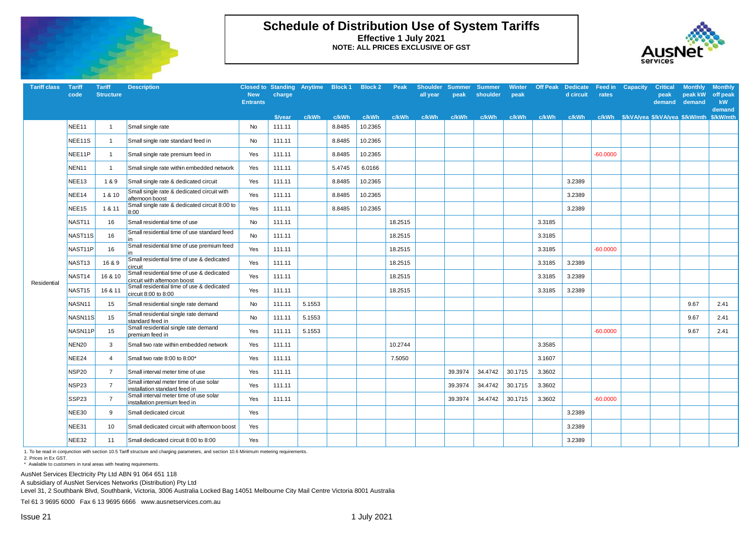# Schedule of Distribution Use of System Tariffs

**Effective 1 July 2021**

**NOTE: ALL PRICES EXCLUSIVE OF GST**

| Tariff class | Tariff code | Tariff Structure | Description | Closed to New Entrants | Standing charge | Anytime | Block 1 | Block 2 | Peak | Shoulder all year | Summer peak | Summer shoulder | Winter peak | Off Peak | Dedicated circuit | Feed in rates | Capacity | Critical peak demand | Monthly peak kW demand | Monthly off peak kW demand |
|---|---|---|---|---|---|---|---|---|---|---|---|---|---|---|---|---|---|---|---|---|
| | | | | | $/year | c/kWh | c/kWh | c/kWh | c/kWh | c/kWh | c/kWh | c/kWh | c/kWh | c/kWh | c/kWh | c/kWh | $/kVA/year | $/kVA/year | $/kW/mth | $/kW/mth |
| Residential | NEE11 | 1 | Small single rate | No | 111.11 | | 8.8485 | 10.2365 | | | | | | | | | | | | |
| | NEE11S | 1 | Small single rate standard feed in | No | 111.11 | | 8.8485 | 10.2365 | | | | | | | | | | | | |
| | NEE11P | 1 | Small single rate premium feed in | Yes | 111.11 | | 8.8485 | 10.2365 | | | | | | | | -60.0000 | | | | |
| | NEN11 | 1 | Small single rate within embedded network | Yes | 111.11 | | 5.4745 | 6.0166 | | | | | | | | | | | | |
| | NEE13 | 1 & 9 | Small single rate & dedicated circuit | Yes | 111.11 | | 8.8485 | 10.2365 | | | | | | | 3.2389 | | | | | |
| | NEE14 | 1 & 10 | Small single rate & dedicated circuit with afternoon boost | Yes | 111.11 | | 8.8485 | 10.2365 | | | | | | | 3.2389 | | | | | |
| | NEE15 | 1 & 11 | Small single rate & dedicated circuit 8:00 to 8:00 | Yes | 111.11 | | 8.8485 | 10.2365 | | | | | | | 3.2389 | | | | | |
| | NAST11 | 16 | Small residential time of use | No | 111.11 | | | | 18.2515 | | | | | 3.3185 | | | | | | |
| | NAST11S | 16 | Small residential time of use standard feed in | No | 111.11 | | | | 18.2515 | | | | | 3.3185 | | | | | | |
| | NAST11P | 16 | Small residential time of use premium feed in | Yes | 111.11 | | | | 18.2515 | | | | | 3.3185 | | -60.0000 | | | | |
| | NAST13 | 16 & 9 | Small residential time of use & dedicated circuit | Yes | 111.11 | | | | 18.2515 | | | | | 3.3185 | 3.2389 | | | | | |
| | NAST14 | 16 & 10 | Small residential time of use & dedicated circuit with afternoon boost | Yes | 111.11 | | | | 18.2515 | | | | | 3.3185 | 3.2389 | | | | | |
| | NAST15 | 16 & 11 | Small residential time of use & dedicated circuit 8:00 to 8:00 | Yes | 111.11 | | | | 18.2515 | | | | | 3.3185 | 3.2389 | | | | | |
| | NASN11 | 15 | Small residential single rate demand | No | 111.11 | 5.1553 | | | | | | | | | | | | | 9.67 | 2.41 |
| | NASN11S | 15 | Small residential single rate demand standard feed in | No | 111.11 | 5.1553 | | | | | | | | | | | | | 9.67 | 2.41 |
| | NASN11P | 15 | Small residential single rate demand premium feed in | Yes | 111.11 | 5.1553 | | | | | | | | | | -60.0000 | | | 9.67 | 2.41 |
| | NEN20 | 3 | Small two rate within embedded network | Yes | 111.11 | | | | 10.2744 | | | | | 3.3585 | | | | | | |
| | NEE24 | 4 | Small two rate 8:00 to 8:00* | Yes | 111.11 | | | | 7.5050 | | | | | 3.1607 | | | | | | |
| | NSP20 | 7 | Small interval meter time of use | Yes | 111.11 | | | | | | 39.3974 | 34.4742 | 30.1715 | 3.3602 | | | | | | |
| | NSP23 | 7 | Small interval meter time of use solar installation standard feed in | Yes | 111.11 | | | | | | 39.3974 | 34.4742 | 30.1715 | 3.3602 | | | | | | |
| | SSP23 | 7 | Small interval meter time of use solar installation premium feed in | Yes | 111.11 | | | | | | 39.3974 | 34.4742 | 30.1715 | 3.3602 | | -60.0000 | | | | |
| | NEE30 | 9 | Small dedicated circuit | Yes | | | | | | | | | | | 3.2389 | | | | | |
| | NEE31 | 10 | Small dedicated circuit with afternoon boost | Yes | | | | | | | | | | | 3.2389 | | | | | |
| | NEE32 | 11 | Small dedicated circuit 8:00 to 8:00 | Yes | | | | | | | | | | | 3.2389 | | | | | |

1. To be read in conjunction with section 10.5 Tariff structure and charging parameters, and section 10.6 Minimum metering requirements.
2. Prices in Ex GST.
\* Available to customers in rural areas with heating requirements.

AusNet Services Electricity Pty Ltd ABN 91 064 651 118

A subsidiary of AusNet Services Networks (Distribution) Pty Ltd

Level 31, 2 Southbank Blvd, Southbank, Victoria, 3006 Australia Locked Bag 14051 Melbourne City Mail Centre Victoria 8001 Australia

Tel 61 3 9695 6000 Fax 6 13 9695 6666 www.ausnetservices.com.au

Issue 21 — 1 July 2021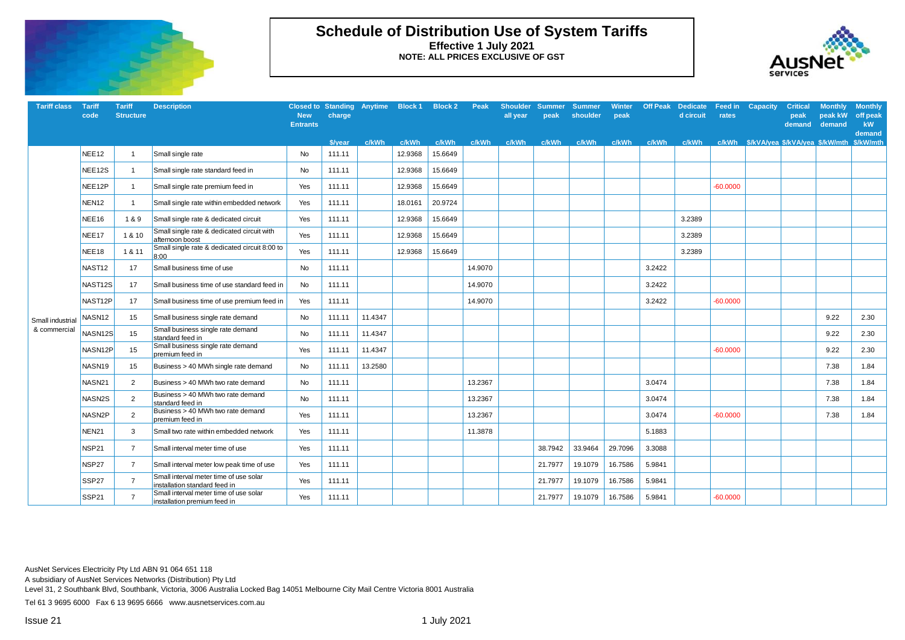# Schedule of Distribution Use of System Tariffs

**Effective 1 July 2021**

**NOTE: ALL PRICES EXCLUSIVE OF GST**

| Tariff class | Tariff code | Tariff Structure | Description | Closed to New Entrants | Standing charge | Anytime | Block 1 | Block 2 | Peak | Shoulder all year | Summer peak | Summer shoulder | Winter peak | Off Peak | Dedicated circuit | Feed in rates | Capacity | Critical peak demand | Monthly peak kW demand | Monthly off peak kW demand |
|---|---|---|---|---|---|---|---|---|---|---|---|---|---|---|---|---|---|---|---|---|
| | | | | | $/year | c/kWh | c/kWh | c/kWh | c/kWh | c/kWh | c/kWh | c/kWh | c/kWh | c/kWh | c/kWh | c/kWh | $/kVA/yea | $/kVA/yea | $/kW/mth | $/kW/mth |
| Small industrial & commercial | NEE12 | 1 | Small single rate | No | 111.11 | | 12.9368 | 15.6649 | | | | | | | | | | | | |
| | NEE12S | 1 | Small single rate standard feed in | No | 111.11 | | 12.9368 | 15.6649 | | | | | | | | | | | | |
| | NEE12P | 1 | Small single rate premium feed in | Yes | 111.11 | | 12.9368 | 15.6649 | | | | | | | | -60.0000 | | | | |
| | NEN12 | 1 | Small single rate within embedded network | Yes | 111.11 | | 18.0161 | 20.9724 | | | | | | | | | | | | |
| | NEE16 | 1 & 9 | Small single rate & dedicated circuit | Yes | 111.11 | | 12.9368 | 15.6649 | | | | | | | 3.2389 | | | | | |
| | NEE17 | 1 & 10 | Small single rate & dedicated circuit with afternoon boost | Yes | 111.11 | | 12.9368 | 15.6649 | | | | | | | 3.2389 | | | | | |
| | NEE18 | 1 & 11 | Small single rate & dedicated circuit 8:00 to 8:00 | Yes | 111.11 | | 12.9368 | 15.6649 | | | | | | | 3.2389 | | | | | |
| | NAST12 | 17 | Small business time of use | No | 111.11 | | | | 14.9070 | | | | | 3.2422 | | | | | | |
| | NAST12S | 17 | Small business time of use standard feed in | No | 111.11 | | | | 14.9070 | | | | | 3.2422 | | | | | | |
| | NAST12P | 17 | Small business time of use premium feed in | Yes | 111.11 | | | | 14.9070 | | | | | 3.2422 | | -60.0000 | | | | |
| | NASN12 | 15 | Small business single rate demand | No | 111.11 | 11.4347 | | | | | | | | | | | | | 9.22 | 2.30 |
| | NASN12S | 15 | Small business single rate demand standard feed in | No | 111.11 | 11.4347 | | | | | | | | | | | | | 9.22 | 2.30 |
| | NASN12P | 15 | Small business single rate demand premium feed in | Yes | 111.11 | 11.4347 | | | | | | | | | | -60.0000 | | | 9.22 | 2.30 |
| | NASN19 | 15 | Business > 40 MWh single rate demand | No | 111.11 | 13.2580 | | | | | | | | | | | | | 7.38 | 1.84 |
| | NASN21 | 2 | Business > 40 MWh two rate demand | No | 111.11 | | | | 13.2367 | | | | | 3.0474 | | | | | 7.38 | 1.84 |
| | NASN2S | 2 | Business > 40 MWh two rate demand standard feed in | No | 111.11 | | | | 13.2367 | | | | | 3.0474 | | | | | 7.38 | 1.84 |
| | NASN2P | 2 | Business > 40 MWh two rate demand premium feed in | Yes | 111.11 | | | | 13.2367 | | | | | 3.0474 | | -60.0000 | | | 7.38 | 1.84 |
| | NEN21 | 3 | Small two rate within embedded network | Yes | 111.11 | | | | 11.3878 | | | | | 5.1883 | | | | | | |
| | NSP21 | 7 | Small interval meter time of use | Yes | 111.11 | | | | | | 38.7942 | 33.9464 | 29.7096 | 3.3088 | | | | | | |
| | NSP27 | 7 | Small interval meter low peak time of use | Yes | 111.11 | | | | | | 21.7977 | 19.1079 | 16.7586 | 5.9841 | | | | | | |
| | SSP27 | 7 | Small interval meter time of use solar installation standard feed in | Yes | 111.11 | | | | | | 21.7977 | 19.1079 | 16.7586 | 5.9841 | | | | | | |
| | SSP21 | 7 | Small interval meter time of use solar installation premium feed in | Yes | 111.11 | | | | | | 21.7977 | 19.1079 | 16.7586 | 5.9841 | | -60.0000 | | | | |

AusNet Services Electricity Pty Ltd ABN 91 064 651 118
A subsidiary of AusNet Services Networks (Distribution) Pty Ltd
Level 31, 2 Southbank Blvd, Southbank, Victoria, 3006 Australia Locked Bag 14051 Melbourne City Mail Centre Victoria 8001 Australia

Tel 61 3 9695 6000 Fax 6 13 9695 6666 www.ausnetservices.com.au

Issue 21

1 July 2021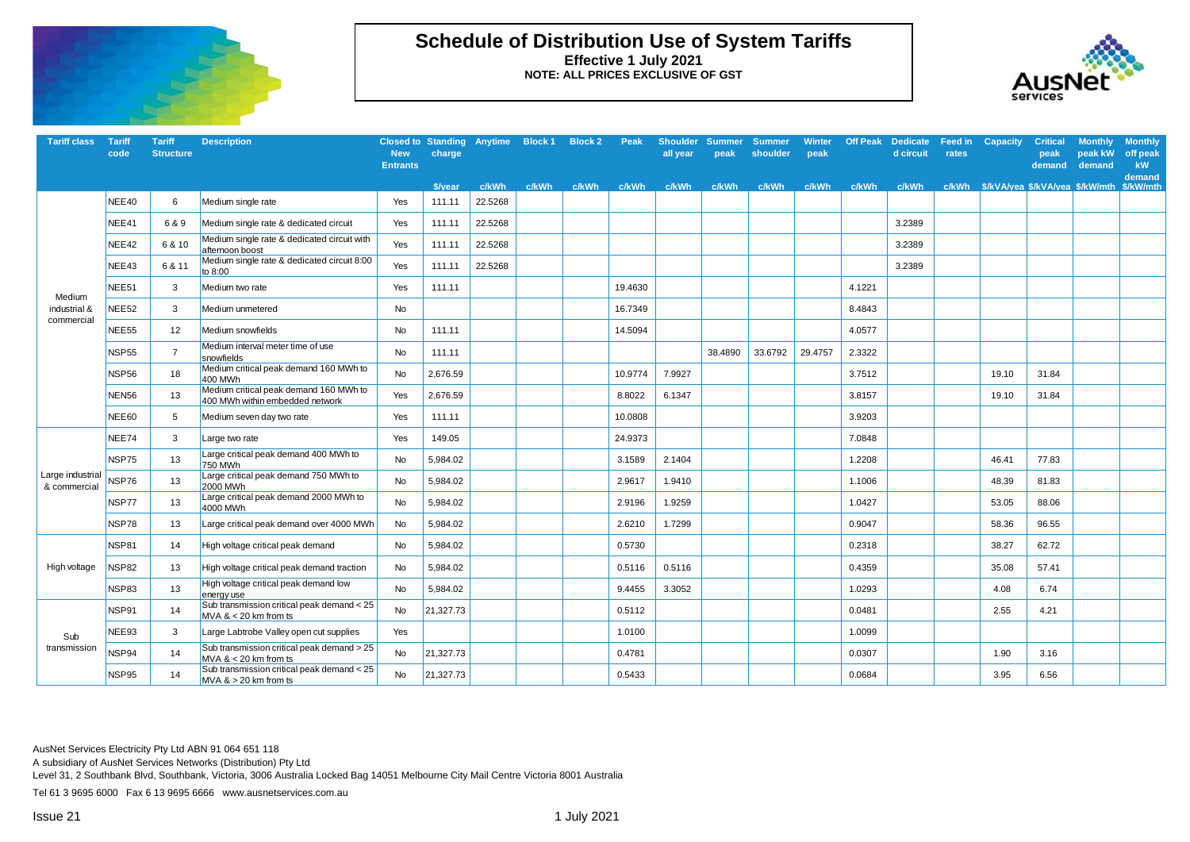# Schedule of Distribution Use of System Tariffs

**Effective 1 July 2021**

**NOTE: ALL PRICES EXCLUSIVE OF GST**

| Tariff class | Tariff code | Tariff Structure | Description | Closed to New Entrants | Standing charge | Anytime | Block 1 | Block 2 | Peak | Shoulder all year | Summer peak | Summer shoulder | Winter peak | Off Peak | Dedicated circuit | Feed in rates | Capacity | Critical peak demand | Monthly peak kW demand | Monthly off peak kW demand |
|---|---|---|---|---|---|---|---|---|---|---|---|---|---|---|---|---|---|---|---|---|
| | | | | | $/year | c/kWh | c/kWh | c/kWh | c/kWh | c/kWh | c/kWh | c/kWh | c/kWh | c/kWh | c/kWh | c/kWh | $/kVA/year | $/kVA/year | $/kW/mth | $/kW/mth |
| Medium industrial & commercial | NEE40 | 6 | Medium single rate | Yes | 111.11 | 22.5268 | | | | | | | | | | | | | | |
| | NEE41 | 6 & 9 | Medium single rate & dedicated circuit | Yes | 111.11 | 22.5268 | | | | | | | | | 3.2389 | | | | | |
| | NEE42 | 6 & 10 | Medium single rate & dedicated circuit with afternoon boost | Yes | 111.11 | 22.5268 | | | | | | | | | 3.2389 | | | | | |
| | NEE43 | 6 & 11 | Medium single rate & dedicated circuit 8:00 to 8:00 | Yes | 111.11 | 22.5268 | | | | | | | | | 3.2389 | | | | | |
| | NEE51 | 3 | Medium two rate | Yes | 111.11 | | | | 19.4630 | | | | | 4.1221 | | | | | | |
| | NEE52 | 3 | Medium unmetered | No | | | | | 16.7349 | | | | | 8.4843 | | | | | | |
| | NEE55 | 12 | Medium snowfields | No | 111.11 | | | | 14.5094 | | | | | 4.0577 | | | | | | |
| | NSP55 | 7 | Medium interval meter time of use snowfields | No | 111.11 | | | | | | 38.4890 | 33.6792 | 29.4757 | 2.3322 | | | | | | |
| | NSP56 | 18 | Medium critical peak demand 160 MWh to 400 MWh | No | 2,676.59 | | | | 10.9774 | 7.9927 | | | | 3.7512 | | | 19.10 | 31.84 | | |
| | NEN56 | 13 | Medium critical peak demand 160 MWh to 400 MWh within embedded network | Yes | 2,676.59 | | | | 8.8022 | 6.1347 | | | | 3.8157 | | | 19.10 | 31.84 | | |
| | NEE60 | 5 | Medium seven day two rate | Yes | 111.11 | | | | 10.0808 | | | | | 3.9203 | | | | | | |
| Large industrial & commercial | NEE74 | 3 | Large two rate | Yes | 149.05 | | | | 24.9373 | | | | | 7.0848 | | | | | | |
| | NSP75 | 13 | Large critical peak demand 400 MWh to 750 MWh | No | 5,984.02 | | | | 3.1589 | 2.1404 | | | | 1.2208 | | | 46.41 | 77.83 | | |
| | NSP76 | 13 | Large critical peak demand 750 MWh to 2000 MWh | No | 5,984.02 | | | | 2.9617 | 1.9410 | | | | 1.1006 | | | 48.39 | 81.83 | | |
| | NSP77 | 13 | Large critical peak demand 2000 MWh to 4000 MWh | No | 5,984.02 | | | | 2.9196 | 1.9259 | | | | 1.0427 | | | 53.05 | 88.06 | | |
| | NSP78 | 13 | Large critical peak demand over 4000 MWh | No | 5,984.02 | | | | 2.6210 | 1.7299 | | | | 0.9047 | | | 58.36 | 96.55 | | |
| High voltage | NSP81 | 14 | High voltage critical peak demand | No | 5,984.02 | | | | 0.5730 | | | | | 0.2318 | | | 38.27 | 62.72 | | |
| | NSP82 | 13 | High voltage critical peak demand traction | No | 5,984.02 | | | | 0.5116 | 0.5116 | | | | 0.4359 | | | 35.08 | 57.41 | | |
| | NSP83 | 13 | High voltage critical peak demand low energy use | No | 5,984.02 | | | | 9.4455 | 3.3052 | | | | 1.0293 | | | 4.08 | 6.74 | | |
| Sub transmission | NSP91 | 14 | Sub transmission critical peak demand < 25 MVA & < 20 km from ts | No | 21,327.73 | | | | 0.5112 | | | | | 0.0481 | | | 2.55 | 4.21 | | |
| | NEE93 | 3 | Large Labtrobe Valley open cut supplies | Yes | | | | | 1.0100 | | | | | 1.0099 | | | | | | |
| | NSP94 | 14 | Sub transmission critical peak demand > 25 MVA & < 20 km from ts | No | 21,327.73 | | | | 0.4781 | | | | | 0.0307 | | | 1.90 | 3.16 | | |
| | NSP95 | 14 | Sub transmission critical peak demand < 25 MVA & > 20 km from ts | No | 21,327.73 | | | | 0.5433 | | | | | 0.0684 | | | 3.95 | 6.56 | | |

AusNet Services Electricity Pty Ltd ABN 91 064 651 118
A subsidiary of AusNet Services Networks (Distribution) Pty Ltd
Level 31, 2 Southbank Blvd, Southbank, Victoria, 3006 Australia Locked Bag 14051 Melbourne City Mail Centre Victoria 8001 Australia
Tel 61 3 9695 6000 Fax 6 13 9695 6666 www.ausnetservices.com.au

Issue 21 — 1 July 2021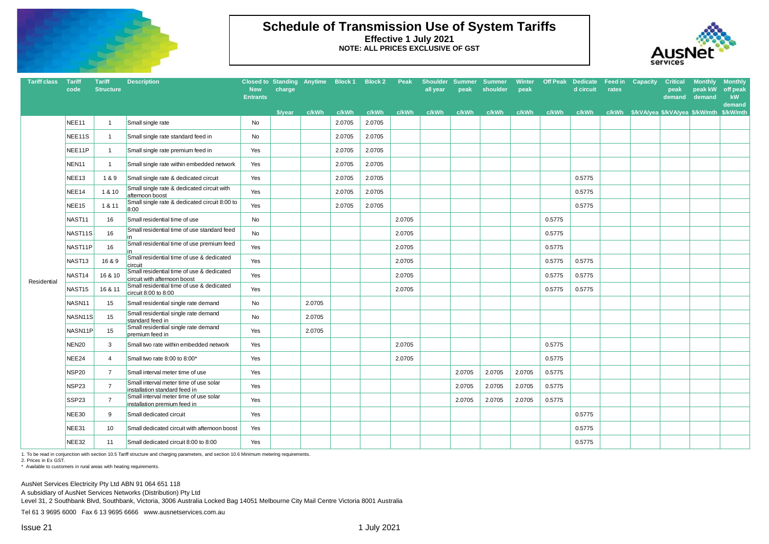# Schedule of Transmission Use of System Tariffs

**Effective 1 July 2021**

**NOTE: ALL PRICES EXCLUSIVE OF GST**

| Tariff class | Tariff code | Tariff Structure | Description | Closed to New Entrants | Standing charge | Anytime | Block 1 | Block 2 | Peak | Shoulder all year | Summer peak | Summer shoulder | Winter peak | Off Peak | Dedicated circuit | Feed in rates | Capacity | Critical peak demand | Monthly peak kW demand | Monthly off peak kW demand |
|---|---|---|---|---|---|---|---|---|---|---|---|---|---|---|---|---|---|---|---|---|
| | | | | | $/year | c/kWh | c/kWh | c/kWh | c/kWh | c/kWh | c/kWh | c/kWh | c/kWh | c/kWh | c/kWh | c/kWh | $/kVA/yea | $/kVA/yea | $/kW/mth | $/kW/mth |
| Residential | NEE11 | 1 | Small single rate | No | | | 2.0705 | 2.0705 | | | | | | | | | | | | |
| | NEE11S | 1 | Small single rate standard feed in | No | | | 2.0705 | 2.0705 | | | | | | | | | | | | |
| | NEE11P | 1 | Small single rate premium feed in | Yes | | | 2.0705 | 2.0705 | | | | | | | | | | | | |
| | NEN11 | 1 | Small single rate within embedded network | Yes | | | 2.0705 | 2.0705 | | | | | | | | | | | | |
| | NEE13 | 1 & 9 | Small single rate & dedicated circuit | Yes | | | 2.0705 | 2.0705 | | | | | | | 0.5775 | | | | | |
| | NEE14 | 1 & 10 | Small single rate & dedicated circuit with afternoon boost | Yes | | | 2.0705 | 2.0705 | | | | | | | 0.5775 | | | | | |
| | NEE15 | 1 & 11 | Small single rate & dedicated circuit 8:00 to 8:00 | Yes | | | 2.0705 | 2.0705 | | | | | | | 0.5775 | | | | | |
| | NAST11 | 16 | Small residential time of use | No | | | | | 2.0705 | | | | | 0.5775 | | | | | | |
| | NAST11S | 16 | Small residential time of use standard feed in | No | | | | | 2.0705 | | | | | 0.5775 | | | | | | |
| | NAST11P | 16 | Small residential time of use premium feed in | Yes | | | | | 2.0705 | | | | | 0.5775 | | | | | | |
| | NAST13 | 16 & 9 | Small residential time of use & dedicated circuit | Yes | | | | | 2.0705 | | | | | 0.5775 | 0.5775 | | | | | |
| | NAST14 | 16 & 10 | Small residential time of use & dedicated circuit with afternoon boost | Yes | | | | | 2.0705 | | | | | 0.5775 | 0.5775 | | | | | |
| | NAST15 | 16 & 11 | Small residential time of use & dedicated circuit 8:00 to 8:00 | Yes | | | | | 2.0705 | | | | | 0.5775 | 0.5775 | | | | | |
| | NASN11 | 15 | Small residential single rate demand | No | | 2.0705 | | | | | | | | | | | | | | |
| | NASN11S | 15 | Small residential single rate demand standard feed in | No | | 2.0705 | | | | | | | | | | | | | | |
| | NASN11P | 15 | Small residential single rate demand premium feed in | Yes | | 2.0705 | | | | | | | | | | | | | | |
| | NEN20 | 3 | Small two rate within embedded network | Yes | | | | | 2.0705 | | | | | 0.5775 | | | | | | |
| | NEE24 | 4 | Small two rate 8:00 to 8:00* | Yes | | | | | 2.0705 | | | | | 0.5775 | | | | | | |
| | NSP20 | 7 | Small interval meter time of use | Yes | | | | | | | 2.0705 | 2.0705 | 2.0705 | 0.5775 | | | | | | |
| | NSP23 | 7 | Small interval meter time of use solar installation standard feed in | Yes | | | | | | | 2.0705 | 2.0705 | 2.0705 | 0.5775 | | | | | | |
| | SSP23 | 7 | Small interval meter time of use solar installation premium feed in | Yes | | | | | | | 2.0705 | 2.0705 | 2.0705 | 0.5775 | | | | | | |
| | NEE30 | 9 | Small dedicated circuit | Yes | | | | | | | | | | | 0.5775 | | | | | |
| | NEE31 | 10 | Small dedicated circuit with afternoon boost | Yes | | | | | | | | | | | 0.5775 | | | | | |
| | NEE32 | 11 | Small dedicated circuit 8:00 to 8:00 | Yes | | | | | | | | | | | 0.5775 | | | | | |

1. To be read in conjunction with section 10.5 Tariff structure and charging parameters, and section 10.6 Minimum metering requirements.
2. Prices in Ex GST.
\* Available to customers in rural areas with heating requirements.

AusNet Services Electricity Pty Ltd ABN 91 064 651 118
A subsidiary of AusNet Services Networks (Distribution) Pty Ltd
Level 31, 2 Southbank Blvd, Southbank, Victoria, 3006 Australia Locked Bag 14051 Melbourne City Mail Centre Victoria 8001 Australia

Tel 61 3 9695 6000 Fax 6 13 9695 6666 www.ausnetservices.com.au

Issue 21 1 July 2021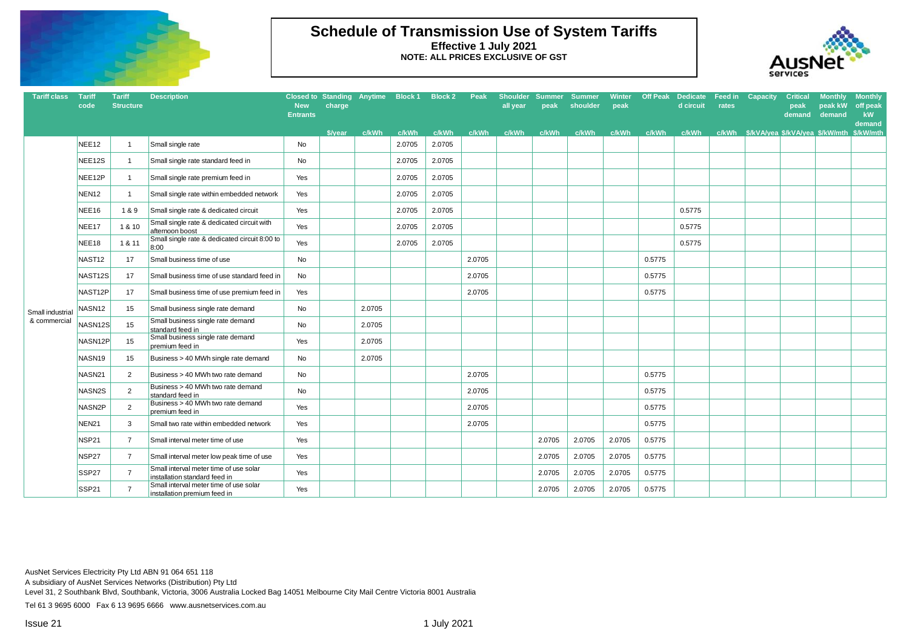# Schedule of Transmission Use of System Tariffs

**Effective 1 July 2021**

**NOTE: ALL PRICES EXCLUSIVE OF GST**

| Tariff class | Tariff code | Tariff Structure | Description | Closed to New Entrants | Standing charge | Anytime | Block 1 | Block 2 | Peak | Shoulder all year | Summer peak | Summer shoulder | Winter peak | Off Peak | Dedicated circuit | Feed in rates | Capacity | Critical peak demand | Monthly peak kW demand | Monthly off peak kW demand |
|---|---|---|---|---|---|---|---|---|---|---|---|---|---|---|---|---|---|---|---|---|
| | | | | | $/year | c/kWh | c/kWh | c/kWh | c/kWh | c/kWh | c/kWh | c/kWh | c/kWh | c/kWh | c/kWh | c/kWh | $/kVA/yea | $/kVA/yea | $/kW/mth | $/kW/mth |
| Small industrial & commercial | NEE12 | 1 | Small single rate | No | | | 2.0705 | 2.0705 | | | | | | | | | | | | |
| | NEE12S | 1 | Small single rate standard feed in | No | | | 2.0705 | 2.0705 | | | | | | | | | | | | |
| | NEE12P | 1 | Small single rate premium feed in | Yes | | | 2.0705 | 2.0705 | | | | | | | | | | | | |
| | NEN12 | 1 | Small single rate within embedded network | Yes | | | 2.0705 | 2.0705 | | | | | | | | | | | | |
| | NEE16 | 1 & 9 | Small single rate & dedicated circuit | Yes | | | 2.0705 | 2.0705 | | | | | | | 0.5775 | | | | | |
| | NEE17 | 1 & 10 | Small single rate & dedicated circuit with afternoon boost | Yes | | | 2.0705 | 2.0705 | | | | | | | 0.5775 | | | | | |
| | NEE18 | 1 & 11 | Small single rate & dedicated circuit 8:00 to 8:00 | Yes | | | 2.0705 | 2.0705 | | | | | | | 0.5775 | | | | | |
| | NAST12 | 17 | Small business time of use | No | | | | | 2.0705 | | | | | 0.5775 | | | | | | |
| | NAST12S | 17 | Small business time of use standard feed in | No | | | | | 2.0705 | | | | | 0.5775 | | | | | | |
| | NAST12P | 17 | Small business time of use premium feed in | Yes | | | | | 2.0705 | | | | | 0.5775 | | | | | | |
| | NASN12 | 15 | Small business single rate demand | No | | 2.0705 | | | | | | | | | | | | | | |
| | NASN12S | 15 | Small business single rate demand standard feed in | No | | 2.0705 | | | | | | | | | | | | | | |
| | NASN12P | 15 | Small business single rate demand premium feed in | Yes | | 2.0705 | | | | | | | | | | | | | | |
| | NASN19 | 15 | Business > 40 MWh single rate demand | No | | 2.0705 | | | | | | | | | | | | | | |
| | NASN21 | 2 | Business > 40 MWh two rate demand | No | | | | | 2.0705 | | | | | 0.5775 | | | | | | |
| | NASN2S | 2 | Business > 40 MWh two rate demand standard feed in | No | | | | | 2.0705 | | | | | 0.5775 | | | | | | |
| | NASN2P | 2 | Business > 40 MWh two rate demand premium feed in | Yes | | | | | 2.0705 | | | | | 0.5775 | | | | | | |
| | NEN21 | 3 | Small two rate within embedded network | Yes | | | | | 2.0705 | | | | | 0.5775 | | | | | | |
| | NSP21 | 7 | Small interval meter time of use | Yes | | | | | | | 2.0705 | 2.0705 | 2.0705 | 0.5775 | | | | | | |
| | NSP27 | 7 | Small interval meter low peak time of use | Yes | | | | | | | 2.0705 | 2.0705 | 2.0705 | 0.5775 | | | | | | |
| | SSP27 | 7 | Small interval meter time of use solar installation standard feed in | Yes | | | | | | | 2.0705 | 2.0705 | 2.0705 | 0.5775 | | | | | | |
| | SSP21 | 7 | Small interval meter time of use solar installation premium feed in | Yes | | | | | | | 2.0705 | 2.0705 | 2.0705 | 0.5775 | | | | | | |

AusNet Services Electricity Pty Ltd ABN 91 064 651 118
A subsidiary of AusNet Services Networks (Distribution) Pty Ltd
Level 31, 2 Southbank Blvd, Southbank, Victoria, 3006 Australia Locked Bag 14051 Melbourne City Mail Centre Victoria 8001 Australia
Tel 61 3 9695 6000 Fax 6 13 9695 6666 www.ausnetservices.com.au

Issue 21 1 July 2021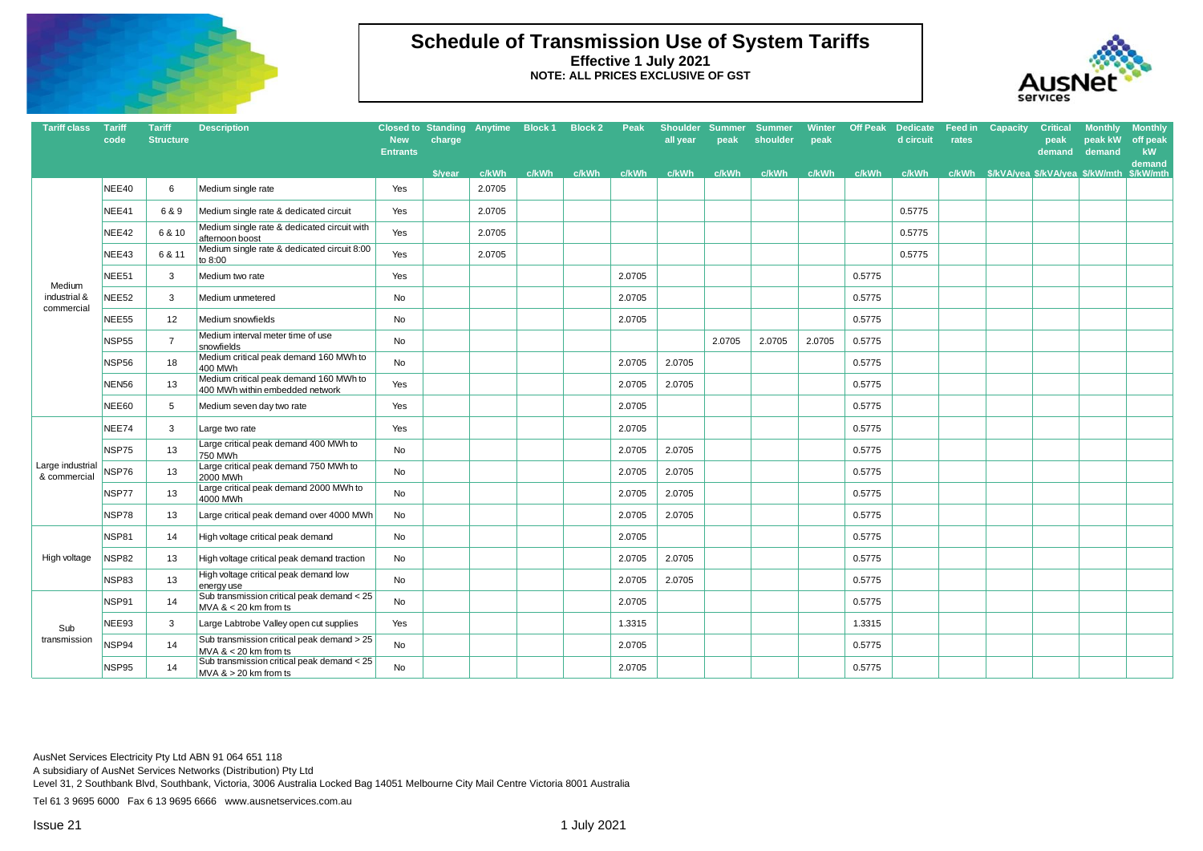# Schedule of Transmission Use of System Tariffs

**Effective 1 July 2021**

**NOTE: ALL PRICES EXCLUSIVE OF GST**

| Tariff class | Tariff code | Tariff Structure | Description | Closed to New Entrants | Standing charge | Anytime | Block 1 | Block 2 | Peak | Shoulder all year | Summer peak | Summer shoulder | Winter peak | Off Peak | Dedicated circuit | Feed in rates | Capacity | Critical peak demand | Monthly peak kW demand | Monthly off peak kW demand |
|---|---|---|---|---|---|---|---|---|---|---|---|---|---|---|---|---|---|---|---|---|
| | | | | | $/year | c/kWh | c/kWh | c/kWh | c/kWh | c/kWh | c/kWh | c/kWh | c/kWh | c/kWh | c/kWh | c/kWh | $/kVA/yea | $/kVA/yea | $/kW/mth | $/kW/mth |
| Medium industrial & commercial | NEE40 | 6 | Medium single rate | Yes | | 2.0705 | | | | | | | | | | | | | | |
| | NEE41 | 6 & 9 | Medium single rate & dedicated circuit | Yes | | 2.0705 | | | | | | | | | 0.5775 | | | | | |
| | NEE42 | 6 & 10 | Medium single rate & dedicated circuit with afternoon boost | Yes | | 2.0705 | | | | | | | | | 0.5775 | | | | | |
| | NEE43 | 6 & 11 | Medium single rate & dedicated circuit 8:00 to 8:00 | Yes | | 2.0705 | | | | | | | | | 0.5775 | | | | | |
| | NEE51 | 3 | Medium two rate | Yes | | | | | 2.0705 | | | | | 0.5775 | | | | | | |
| | NEE52 | 3 | Medium unmetered | No | | | | | 2.0705 | | | | | 0.5775 | | | | | | |
| | NEE55 | 12 | Medium snowfields | No | | | | | 2.0705 | | | | | 0.5775 | | | | | | |
| | NSP55 | 7 | Medium interval meter time of use snowfields | No | | | | | | | 2.0705 | 2.0705 | 2.0705 | 0.5775 | | | | | | |
| | NSP56 | 18 | Medium critical peak demand 160 MWh to 400 MWh | No | | | | | 2.0705 | 2.0705 | | | | 0.5775 | | | | | | |
| | NEN56 | 13 | Medium critical peak demand 160 MWh to 400 MWh within embedded network | Yes | | | | | 2.0705 | 2.0705 | | | | 0.5775 | | | | | | |
| | NEE60 | 5 | Medium seven day two rate | Yes | | | | | 2.0705 | | | | | 0.5775 | | | | | | |
| Large industrial & commercial | NEE74 | 3 | Large two rate | Yes | | | | | 2.0705 | | | | | 0.5775 | | | | | | |
| | NSP75 | 13 | Large critical peak demand 400 MWh to 750 MWh | No | | | | | 2.0705 | 2.0705 | | | | 0.5775 | | | | | | |
| | NSP76 | 13 | Large critical peak demand 750 MWh to 2000 MWh | No | | | | | 2.0705 | 2.0705 | | | | 0.5775 | | | | | | |
| | NSP77 | 13 | Large critical peak demand 2000 MWh to 4000 MWh | No | | | | | 2.0705 | 2.0705 | | | | 0.5775 | | | | | | |
| | NSP78 | 13 | Large critical peak demand over 4000 MWh | No | | | | | 2.0705 | 2.0705 | | | | 0.5775 | | | | | | |
| High voltage | NSP81 | 14 | High voltage critical peak demand | No | | | | | 2.0705 | | | | | 0.5775 | | | | | | |
| | NSP82 | 13 | High voltage critical peak demand traction | No | | | | | 2.0705 | 2.0705 | | | | 0.5775 | | | | | | |
| | NSP83 | 13 | High voltage critical peak demand low energy use | No | | | | | 2.0705 | 2.0705 | | | | 0.5775 | | | | | | |
| Sub transmission | NSP91 | 14 | Sub transmission critical peak demand < 25 MVA & < 20 km from ts | No | | | | | 2.0705 | | | | | 0.5775 | | | | | | |
| | NEE93 | 3 | Large Labtrobe Valley open cut supplies | Yes | | | | | 1.3315 | | | | | 1.3315 | | | | | | |
| | NSP94 | 14 | Sub transmission critical peak demand > 25 MVA & < 20 km from ts | No | | | | | 2.0705 | | | | | 0.5775 | | | | | | |
| | NSP95 | 14 | Sub transmission critical peak demand < 25 MVA & > 20 km from ts | No | | | | | 2.0705 | | | | | 0.5775 | | | | | | |

AusNet Services Electricity Pty Ltd ABN 91 064 651 118
A subsidiary of AusNet Services Networks (Distribution) Pty Ltd
Level 31, 2 Southbank Blvd, Southbank, Victoria, 3006 Australia Locked Bag 14051 Melbourne City Mail Centre Victoria 8001 Australia
Tel 61 3 9695 6000 Fax 6 13 9695 6666 www.ausnetservices.com.au

Issue 21 1 July 2021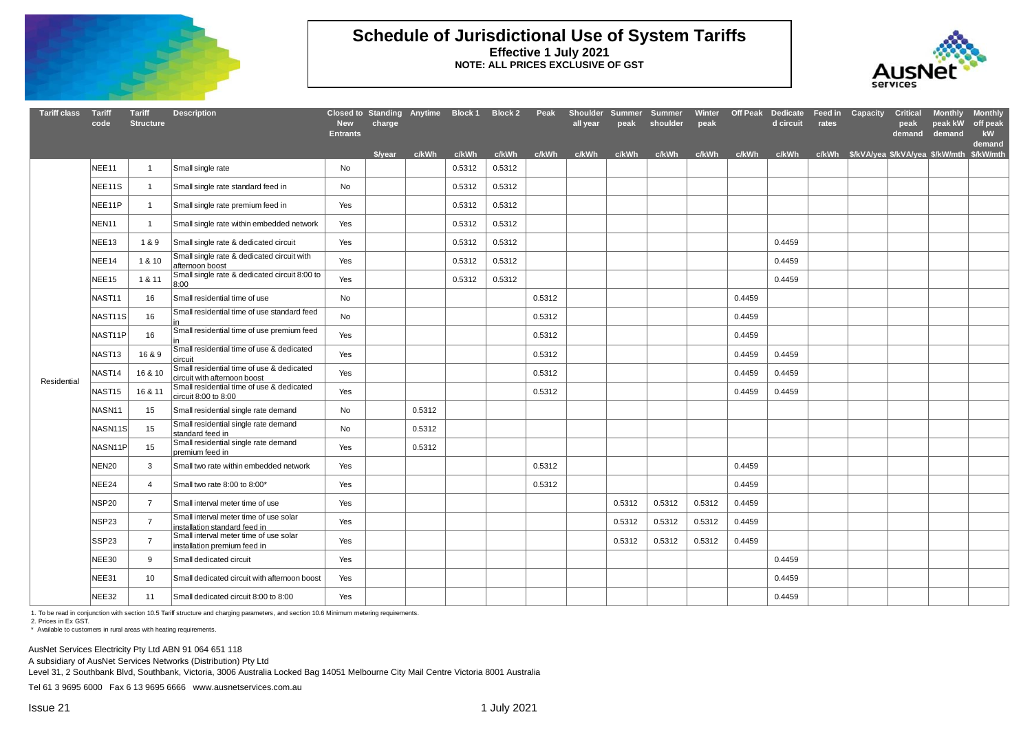# Schedule of Jurisdictional Use of System Tariffs

**Effective 1 July 2021**

**NOTE: ALL PRICES EXCLUSIVE OF GST**

| Tariff class | Tariff code | Tariff Structure | Description | Closed to New Entrants | Standing charge | Anytime | Block 1 | Block 2 | Peak | Shoulder all year | Summer peak | Summer shoulder | Winter peak | Off Peak | Dedicated circuit | Feed in rates | Capacity | Critical peak demand | Monthly peak kW demand | Monthly off peak kW demand |
|---|---|---|---|---|---|---|---|---|---|---|---|---|---|---|---|---|---|---|---|---|
| | | | | | $/year | c/kWh | c/kWh | c/kWh | c/kWh | c/kWh | c/kWh | c/kWh | c/kWh | c/kWh | c/kWh | c/kWh | $/kVA/yea | $/kVA/yea | $/kW/mth | $/kW/mth |
| Residential | NEE11 | 1 | Small single rate | No | | | 0.5312 | 0.5312 | | | | | | | | | | | | |
| | NEE11S | 1 | Small single rate standard feed in | No | | | 0.5312 | 0.5312 | | | | | | | | | | | | |
| | NEE11P | 1 | Small single rate premium feed in | Yes | | | 0.5312 | 0.5312 | | | | | | | | | | | | |
| | NEN11 | 1 | Small single rate within embedded network | Yes | | | 0.5312 | 0.5312 | | | | | | | | | | | | |
| | NEE13 | 1 & 9 | Small single rate & dedicated circuit | Yes | | | 0.5312 | 0.5312 | | | | | | | 0.4459 | | | | | |
| | NEE14 | 1 & 10 | Small single rate & dedicated circuit with afternoon boost | Yes | | | 0.5312 | 0.5312 | | | | | | | 0.4459 | | | | | |
| | NEE15 | 1 & 11 | Small single rate & dedicated circuit 8:00 to 8:00 | Yes | | | 0.5312 | 0.5312 | | | | | | | 0.4459 | | | | | |
| | NAST11 | 16 | Small residential time of use | No | | | | | 0.5312 | | | | | 0.4459 | | | | | | |
| | NAST11S | 16 | Small residential time of use standard feed in | No | | | | | 0.5312 | | | | | 0.4459 | | | | | | |
| | NAST11P | 16 | Small residential time of use premium feed in | Yes | | | | | 0.5312 | | | | | 0.4459 | | | | | | |
| | NAST13 | 16 & 9 | Small residential time of use & dedicated circuit | Yes | | | | | 0.5312 | | | | | 0.4459 | 0.4459 | | | | | |
| | NAST14 | 16 & 10 | Small residential time of use & dedicated circuit with afternoon boost | Yes | | | | | 0.5312 | | | | | 0.4459 | 0.4459 | | | | | |
| | NAST15 | 16 & 11 | Small residential time of use & dedicated circuit 8:00 to 8:00 | Yes | | | | | 0.5312 | | | | | 0.4459 | 0.4459 | | | | | |
| | NASN11 | 15 | Small residential single rate demand | No | | 0.5312 | | | | | | | | | | | | | | |
| | NASN11S | 15 | Small residential single rate demand standard feed in | No | | 0.5312 | | | | | | | | | | | | | | |
| | NASN11P | 15 | Small residential single rate demand premium feed in | Yes | | 0.5312 | | | | | | | | | | | | | | |
| | NEN20 | 3 | Small two rate within embedded network | Yes | | | | | 0.5312 | | | | | 0.4459 | | | | | | |
| | NEE24 | 4 | Small two rate 8:00 to 8:00* | Yes | | | | | 0.5312 | | | | | 0.4459 | | | | | | |
| | NSP20 | 7 | Small interval meter time of use | Yes | | | | | | | 0.5312 | 0.5312 | 0.5312 | 0.4459 | | | | | | |
| | NSP23 | 7 | Small interval meter time of use solar installation standard feed in | Yes | | | | | | | 0.5312 | 0.5312 | 0.5312 | 0.4459 | | | | | | |
| | SSP23 | 7 | Small interval meter time of use solar installation premium feed in | Yes | | | | | | | 0.5312 | 0.5312 | 0.5312 | 0.4459 | | | | | | |
| | NEE30 | 9 | Small dedicated circuit | Yes | | | | | | | | | | | 0.4459 | | | | | |
| | NEE31 | 10 | Small dedicated circuit with afternoon boost | Yes | | | | | | | | | | | 0.4459 | | | | | |
| | NEE32 | 11 | Small dedicated circuit 8:00 to 8:00 | Yes | | | | | | | | | | | 0.4459 | | | | | |

1. To be read in conjunction with section 10.5 Tariff structure and charging parameters, and section 10.6 Minimum metering requirements.
2. Prices in Ex GST.
\* Available to customers in rural areas with heating requirements.

AusNet Services Electricity Pty Ltd ABN 91 064 651 118
A subsidiary of AusNet Services Networks (Distribution) Pty Ltd
Level 31, 2 Southbank Blvd, Southbank, Victoria, 3006 Australia Locked Bag 14051 Melbourne City Mail Centre Victoria 8001 Australia
Tel 61 3 9695 6000 Fax 6 13 9695 6666 www.ausnetservices.com.au

Issue 21

1 July 2021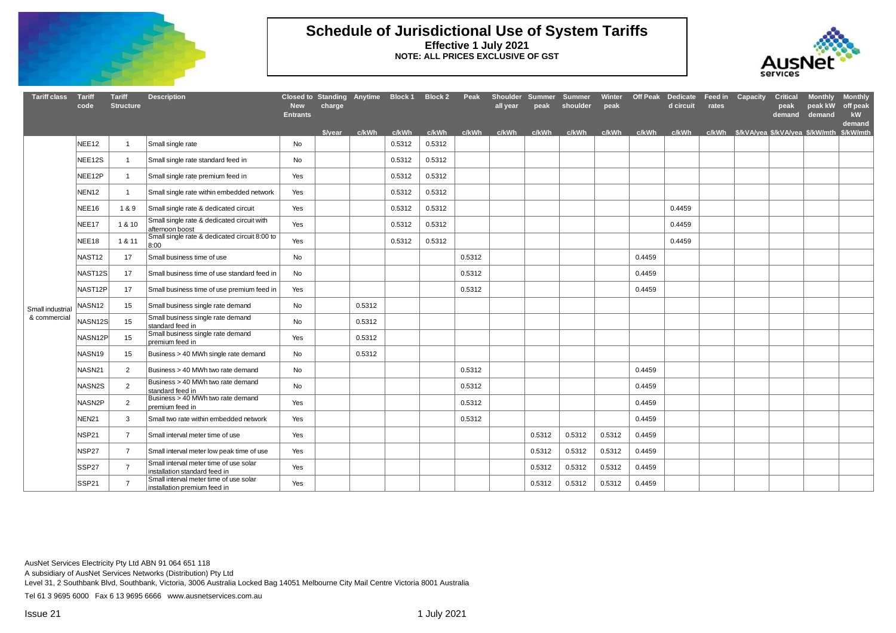# Schedule of Jurisdictional Use of System Tariffs

**Effective 1 July 2021**
**NOTE: ALL PRICES EXCLUSIVE OF GST**

| Tariff class | Tariff code | Tariff Structure | Description | Closed to New Entrants | Standing charge | Anytime | Block 1 | Block 2 | Peak | Shoulder all year | Summer peak | Summer shoulder | Winter peak | Off Peak | Dedicated circuit | Feed in rates | Capacity | Critical peak demand | Monthly peak kW demand | Monthly off peak kW demand |
|---|---|---|---|---|---|---|---|---|---|---|---|---|---|---|---|---|---|---|---|---|
| | | | | | $/year | c/kWh | c/kWh | c/kWh | c/kWh | c/kWh | c/kWh | c/kWh | c/kWh | c/kWh | c/kWh | c/kWh | $/kVA/yea | $/kVA/yea | $/kW/mth | $/kW/mth |
| Small industrial & commercial | NEE12 | 1 | Small single rate | No | | | 0.5312 | 0.5312 | | | | | | | | | | | | |
| | NEE12S | 1 | Small single rate standard feed in | No | | | 0.5312 | 0.5312 | | | | | | | | | | | | |
| | NEE12P | 1 | Small single rate premium feed in | Yes | | | 0.5312 | 0.5312 | | | | | | | | | | | | |
| | NEN12 | 1 | Small single rate within embedded network | Yes | | | 0.5312 | 0.5312 | | | | | | | | | | | | |
| | NEE16 | 1 & 9 | Small single rate & dedicated circuit | Yes | | | 0.5312 | 0.5312 | | | | | | | 0.4459 | | | | | |
| | NEE17 | 1 & 10 | Small single rate & dedicated circuit with afternoon boost | Yes | | | 0.5312 | 0.5312 | | | | | | | 0.4459 | | | | | |
| | NEE18 | 1 & 11 | Small single rate & dedicated circuit 8:00 to 8:00 | Yes | | | 0.5312 | 0.5312 | | | | | | | 0.4459 | | | | | |
| | NAST12 | 17 | Small business time of use | No | | | | | 0.5312 | | | | | 0.4459 | | | | | | |
| | NAST12S | 17 | Small business time of use standard feed in | No | | | | | 0.5312 | | | | | 0.4459 | | | | | | |
| | NAST12P | 17 | Small business time of use premium feed in | Yes | | | | | 0.5312 | | | | | 0.4459 | | | | | | |
| | NASN12 | 15 | Small business single rate demand | No | | 0.5312 | | | | | | | | | | | | | | |
| | NASN12S | 15 | Small business single rate demand standard feed in | No | | 0.5312 | | | | | | | | | | | | | | |
| | NASN12P | 15 | Small business single rate demand premium feed in | Yes | | 0.5312 | | | | | | | | | | | | | | |
| | NASN19 | 15 | Business > 40 MWh single rate demand | No | | 0.5312 | | | | | | | | | | | | | | |
| | NASN21 | 2 | Business > 40 MWh two rate demand | No | | | | | 0.5312 | | | | | 0.4459 | | | | | | |
| | NASN2S | 2 | Business > 40 MWh two rate demand standard feed in | No | | | | | 0.5312 | | | | | 0.4459 | | | | | | |
| | NASN2P | 2 | Business > 40 MWh two rate demand premium feed in | Yes | | | | | 0.5312 | | | | | 0.4459 | | | | | | |
| | NEN21 | 3 | Small two rate within embedded network | Yes | | | | | 0.5312 | | | | | 0.4459 | | | | | | |
| | NSP21 | 7 | Small interval meter time of use | Yes | | | | | | | 0.5312 | 0.5312 | 0.5312 | 0.4459 | | | | | | |
| | NSP27 | 7 | Small interval meter low peak time of use | Yes | | | | | | | 0.5312 | 0.5312 | 0.5312 | 0.4459 | | | | | | |
| | SSP27 | 7 | Small interval meter time of use solar installation standard feed in | Yes | | | | | | | 0.5312 | 0.5312 | 0.5312 | 0.4459 | | | | | | |
| | SSP21 | 7 | Small interval meter time of use solar installation premium feed in | Yes | | | | | | | 0.5312 | 0.5312 | 0.5312 | 0.4459 | | | | | | |

AusNet Services Electricity Pty Ltd ABN 91 064 651 118
A subsidiary of AusNet Services Networks (Distribution) Pty Ltd
Level 31, 2 Southbank Blvd, Southbank, Victoria, 3006 Australia Locked Bag 14051 Melbourne City Mail Centre Victoria 8001 Australia

Tel 61 3 9695 6000 Fax 6 13 9695 6666 www.ausnetservices.com.au

Issue 21

1 July 2021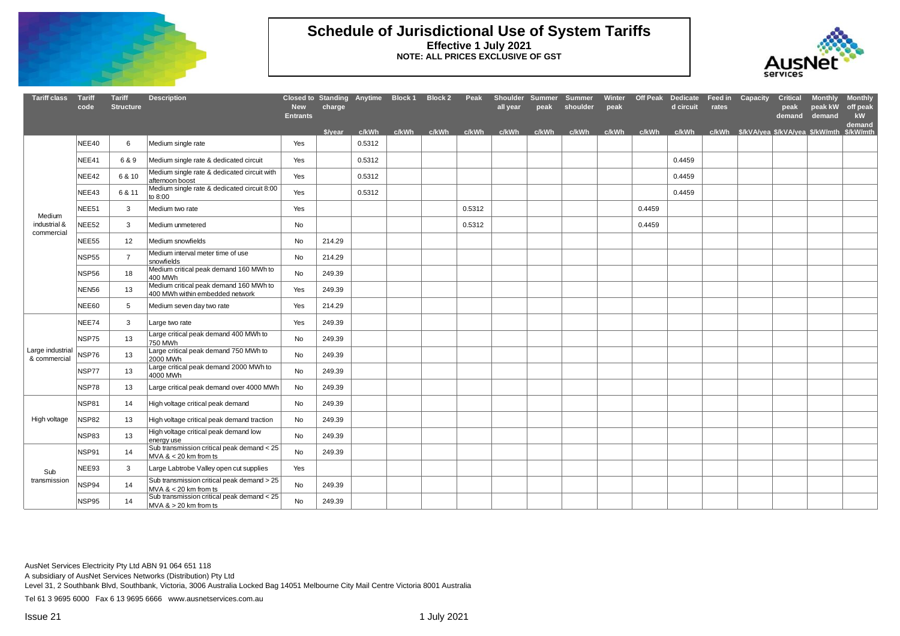# Schedule of Jurisdictional Use of System Tariffs

**Effective 1 July 2021**

**NOTE: ALL PRICES EXCLUSIVE OF GST**

| Tariff class | Tariff code | Tariff Structure | Description | Closed to New Entrants | Standing charge | Anytime | Block 1 | Block 2 | Peak | Shoulder all year | Summer peak | Summer shoulder | Winter peak | Off Peak | Dedicated circuit | Feed in rates | Capacity | Critical peak demand | Monthly peak kW demand | Monthly off peak kW demand |
|---|---|---|---|---|---|---|---|---|---|---|---|---|---|---|---|---|---|---|---|---|
| | | | | | $/year | c/kWh | c/kWh | c/kWh | c/kWh | c/kWh | c/kWh | c/kWh | c/kWh | c/kWh | c/kWh | c/kWh | $/kVA/yea | $/kVA/yea | $/kW/mth | $/kW/mth |
| Medium industrial & commercial | NEE40 | 6 | Medium single rate | Yes | | 0.5312 | | | | | | | | | | | | | | |
| | NEE41 | 6 & 9 | Medium single rate & dedicated circuit | Yes | | 0.5312 | | | | | | | | | 0.4459 | | | | | |
| | NEE42 | 6 & 10 | Medium single rate & dedicated circuit with afternoon boost | Yes | | 0.5312 | | | | | | | | | 0.4459 | | | | | |
| | NEE43 | 6 & 11 | Medium single rate & dedicated circuit 8:00 to 8:00 | Yes | | 0.5312 | | | | | | | | | 0.4459 | | | | | |
| | NEE51 | 3 | Medium two rate | Yes | | | | | 0.5312 | | | | | 0.4459 | | | | | | |
| | NEE52 | 3 | Medium unmetered | No | | | | | 0.5312 | | | | | 0.4459 | | | | | | |
| | NEE55 | 12 | Medium snowfields | No | 214.29 | | | | | | | | | | | | | | | |
| | NSP55 | 7 | Medium interval meter time of use snowfields | No | 214.29 | | | | | | | | | | | | | | | |
| | NSP56 | 18 | Medium critical peak demand 160 MWh to 400 MWh | No | 249.39 | | | | | | | | | | | | | | | |
| | NEN56 | 13 | Medium critical peak demand 160 MWh to 400 MWh within embedded network | Yes | 249.39 | | | | | | | | | | | | | | | |
| | NEE60 | 5 | Medium seven day two rate | Yes | 214.29 | | | | | | | | | | | | | | | |
| Large industrial & commercial | NEE74 | 3 | Large two rate | Yes | 249.39 | | | | | | | | | | | | | | | |
| | NSP75 | 13 | Large critical peak demand 400 MWh to 750 MWh | No | 249.39 | | | | | | | | | | | | | | | |
| | NSP76 | 13 | Large critical peak demand 750 MWh to 2000 MWh | No | 249.39 | | | | | | | | | | | | | | | |
| | NSP77 | 13 | Large critical peak demand 2000 MWh to 4000 MWh | No | 249.39 | | | | | | | | | | | | | | | |
| | NSP78 | 13 | Large critical peak demand over 4000 MWh | No | 249.39 | | | | | | | | | | | | | | | |
| High voltage | NSP81 | 14 | High voltage critical peak demand | No | 249.39 | | | | | | | | | | | | | | | |
| | NSP82 | 13 | High voltage critical peak demand traction | No | 249.39 | | | | | | | | | | | | | | | |
| | NSP83 | 13 | High voltage critical peak demand low energy use | No | 249.39 | | | | | | | | | | | | | | | |
| Sub transmission | NSP91 | 14 | Sub transmission critical peak demand < 25 MVA & < 20 km from ts | No | 249.39 | | | | | | | | | | | | | | | |
| | NEE93 | 3 | Large Labtrobe Valley open cut supplies | Yes | | | | | | | | | | | | | | | | |
| | NSP94 | 14 | Sub transmission critical peak demand > 25 MVA & < 20 km from ts | No | 249.39 | | | | | | | | | | | | | | | |
| | NSP95 | 14 | Sub transmission critical peak demand < 25 MVA & > 20 km from ts | No | 249.39 | | | | | | | | | | | | | | | |

AusNet Services Electricity Pty Ltd ABN 91 064 651 118

A subsidiary of AusNet Services Networks (Distribution) Pty Ltd

Level 31, 2 Southbank Blvd, Southbank, Victoria, 3006 Australia Locked Bag 14051 Melbourne City Mail Centre Victoria 8001 Australia

Tel 61 3 9695 6000 Fax 6 13 9695 6666 www.ausnetservices.com.au

Issue 21 1 July 2021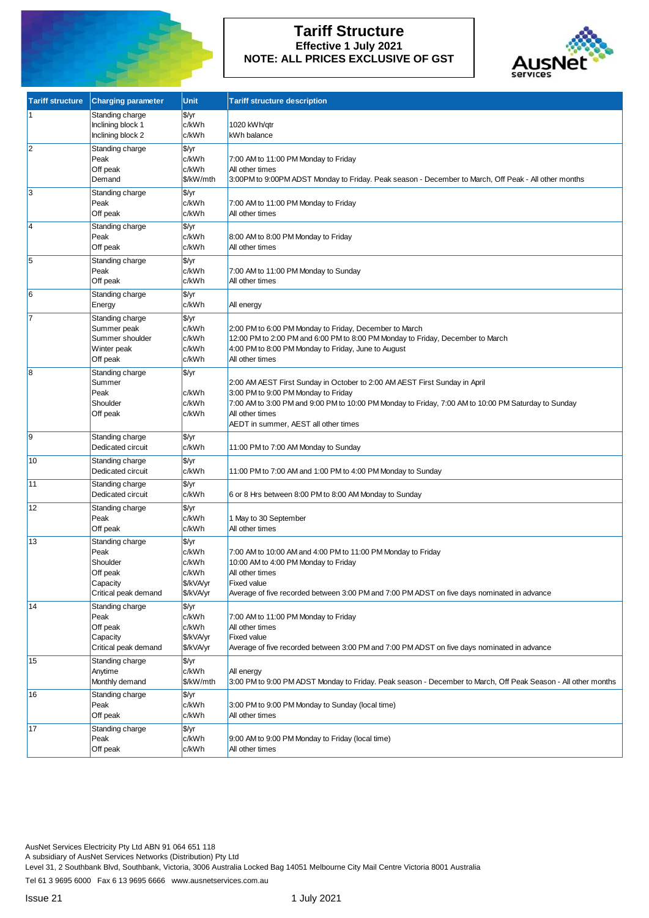# Tariff Structure

**Effective 1 July 2021**

**NOTE: ALL PRICES EXCLUSIVE OF GST**

| Tariff structure | Charging parameter | Unit | Tariff structure description |
|---|---|---|---|
| 1 | Standing charge | $/yr | |
| | Inclining block 1 | c/kWh | 1020 kWh/qtr |
| | Inclining block 2 | c/kWh | kWh balance |
| 2 | Standing charge | $/yr | |
| | Peak | c/kWh | 7:00 AM to 11:00 PM Monday to Friday |
| | Off peak | c/kWh | All other times |
| | Demand | $/kW/mth | 3:00PM to 9:00PM ADST Monday to Friday. Peak season - December to March, Off Peak - All other months |
| 3 | Standing charge | $/yr | |
| | Peak | c/kWh | 7:00 AM to 11:00 PM Monday to Friday |
| | Off peak | c/kWh | All other times |
| 4 | Standing charge | $/yr | |
| | Peak | c/kWh | 8:00 AM to 8:00 PM Monday to Friday |
| | Off peak | c/kWh | All other times |
| 5 | Standing charge | $/yr | |
| | Peak | c/kWh | 7:00 AM to 11:00 PM Monday to Sunday |
| | Off peak | c/kWh | All other times |
| 6 | Standing charge | $/yr | |
| | Energy | c/kWh | All energy |
| 7 | Standing charge | $/yr | |
| | Summer peak | c/kWh | 2:00 PM to 6:00 PM Monday to Friday, December to March |
| | Summer shoulder | c/kWh | 12:00 PM to 2:00 PM and 6:00 PM to 8:00 PM Monday to Friday, December to March |
| | Winter peak | c/kWh | 4:00 PM to 8:00 PM Monday to Friday, June to August |
| | Off peak | c/kWh | All other times |
| 8 | Standing charge | $/yr | |
| | Summer | | 2:00 AM AEST First Sunday in October to 2:00 AM AEST First Sunday in April |
| | Peak | c/kWh | 3:00 PM to 9:00 PM Monday to Friday |
| | Shoulder | c/kWh | 7:00 AM to 3:00 PM and 9:00 PM to 10:00 PM Monday to Friday, 7:00 AM to 10:00 PM Saturday to Sunday |
| | Off peak | c/kWh | All other times |
| | | | AEDT in summer, AEST all other times |
| 9 | Standing charge | $/yr | |
| | Dedicated circuit | c/kWh | 11:00 PM to 7:00 AM Monday to Sunday |
| 10 | Standing charge | $/yr | |
| | Dedicated circuit | c/kWh | 11:00 PM to 7:00 AM and 1:00 PM to 4:00 PM Monday to Sunday |
| 11 | Standing charge | $/yr | |
| | Dedicated circuit | c/kWh | 6 or 8 Hrs between 8:00 PM to 8:00 AM Monday to Sunday |
| 12 | Standing charge | $/yr | |
| | Peak | c/kWh | 1 May to 30 September |
| | Off peak | c/kWh | All other times |
| 13 | Standing charge | $/yr | |
| | Peak | c/kWh | 7:00 AM to 10:00 AM and 4:00 PM to 11:00 PM Monday to Friday |
| | Shoulder | c/kWh | 10:00 AM to 4:00 PM Monday to Friday |
| | Off peak | c/kWh | All other times |
| | Capacity | $/kVA/yr | Fixed value |
| | Critical peak demand | $/kVA/yr | Average of five recorded between 3:00 PM and 7:00 PM ADST on five days nominated in advance |
| 14 | Standing charge | $/yr | |
| | Peak | c/kWh | 7:00 AM to 11:00 PM Monday to Friday |
| | Off peak | c/kWh | All other times |
| | Capacity | $/kVA/yr | Fixed value |
| | Critical peak demand | $/kVA/yr | Average of five recorded between 3:00 PM and 7:00 PM ADST on five days nominated in advance |
| 15 | Standing charge | $/yr | |
| | Anytime | c/kWh | All energy |
| | Monthly demand | $/kW/mth | 3:00 PM to 9:00 PM ADST Monday to Friday. Peak season - December to March, Off Peak Season - All other months |
| 16 | Standing charge | $/yr | |
| | Peak | c/kWh | 3:00 PM to 9:00 PM Monday to Sunday (local time) |
| | Off peak | c/kWh | All other times |
| 17 | Standing charge | $/yr | |
| | Peak | c/kWh | 9:00 AM to 9:00 PM Monday to Friday (local time) |
| | Off peak | c/kWh | All other times |

AusNet Services Electricity Pty Ltd ABN 91 064 651 118
A subsidiary of AusNet Services Networks (Distribution) Pty Ltd
Level 31, 2 Southbank Blvd, Southbank, Victoria, 3006 Australia Locked Bag 14051 Melbourne City Mail Centre Victoria 8001 Australia
Tel 61 3 9695 6000 Fax 6 13 9695 6666 www.ausnetservices.com.au

Issue 21 1 July 2021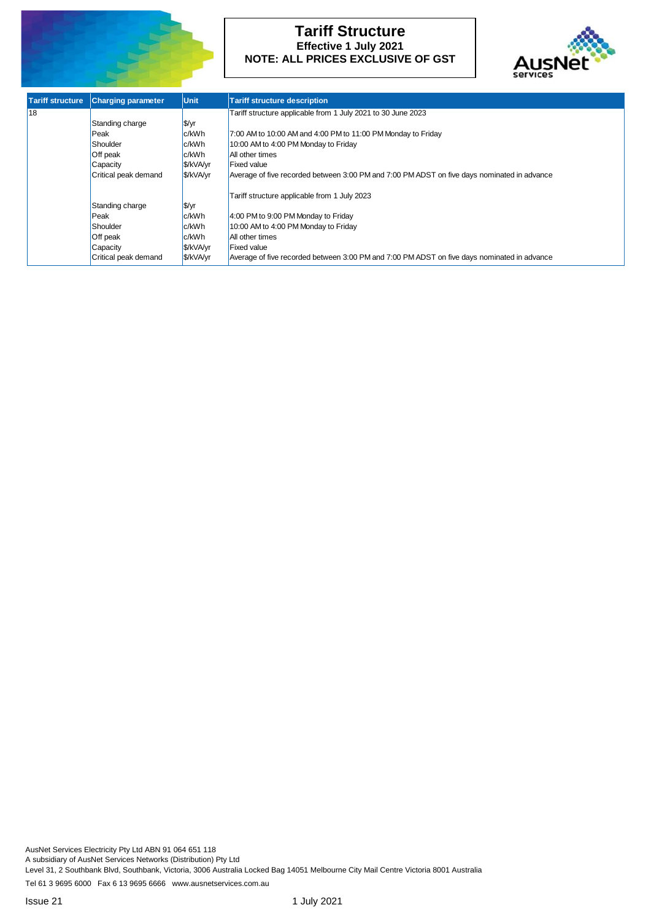# Tariff Structure

**Effective 1 July 2021**

**NOTE: ALL PRICES EXCLUSIVE OF GST**

| Tariff structure | Charging parameter | Unit | Tariff structure description |
|---|---|---|---|
| 18 | | | Tariff structure applicable from 1 July 2021 to 30 June 2023 |
| | Standing charge | $/yr | |
| | Peak | c/kWh | 7:00 AM to 10:00 AM and 4:00 PM to 11:00 PM Monday to Friday |
| | Shoulder | c/kWh | 10:00 AM to 4:00 PM Monday to Friday |
| | Off peak | c/kWh | All other times |
| | Capacity | $/kVA/yr | Fixed value |
| | Critical peak demand | $/kVA/yr | Average of five recorded between 3:00 PM and 7:00 PM ADST on five days nominated in advance |
| | | | Tariff structure applicable from 1 July 2023 |
| | Standing charge | $/yr | |
| | Peak | c/kWh | 4:00 PM to 9:00 PM Monday to Friday |
| | Shoulder | c/kWh | 10:00 AM to 4:00 PM Monday to Friday |
| | Off peak | c/kWh | All other times |
| | Capacity | $/kVA/yr | Fixed value |
| | Critical peak demand | $/kVA/yr | Average of five recorded between 3:00 PM and 7:00 PM ADST on five days nominated in advance |

AusNet Services Electricity Pty Ltd ABN 91 064 651 118
A subsidiary of AusNet Services Networks (Distribution) Pty Ltd
Level 31, 2 Southbank Blvd, Southbank, Victoria, 3006 Australia Locked Bag 14051 Melbourne City Mail Centre Victoria 8001 Australia
Tel 61 3 9695 6000 Fax 6 13 9695 6666 www.ausnetservices.com.au

Issue 21 1 July 2021